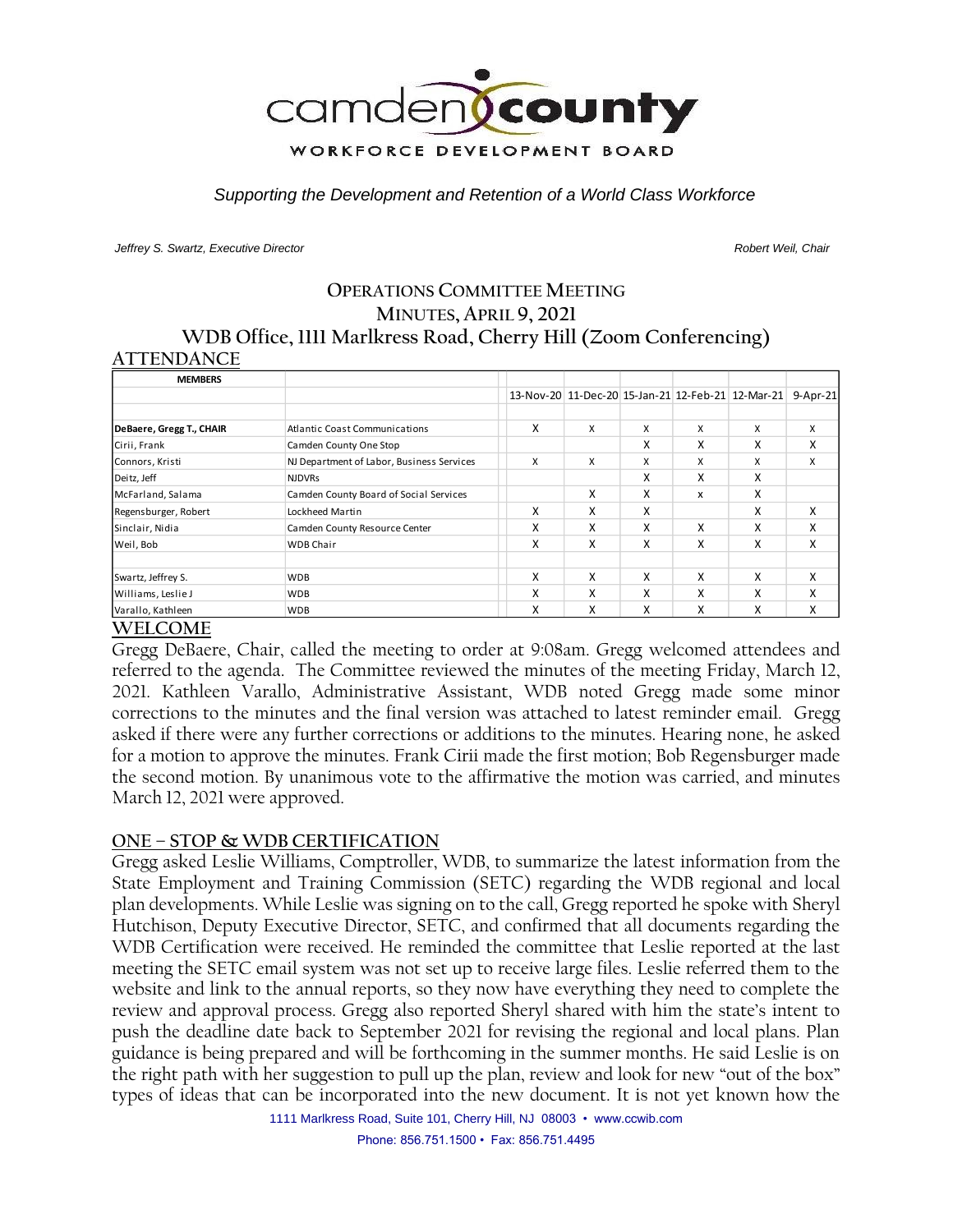camden county

WORKFORCE DEVELOPMENT BOARD

*Supporting the Development and Retention of a World Class Workforce*

*Jeffrey S. Swartz, Executive Director* *Robert Weil, Chair*

# OPERATIONS COMMITTEE MEETING
## MINUTES, APRIL 9, 2021
## WDB Office, 1111 Marlkress Road, Cherry Hill (Zoom Conferencing)

## ATTENDANCE

| MEMBERS | | 13-Nov-20 | 11-Dec-20 | 15-Jan-21 | 12-Feb-21 | 12-Mar-21 | 9-Apr-21 |
|---|---|---|---|---|---|---|---|
| **DeBaere, Gregg T., CHAIR** | Atlantic Coast Communications | X | X | X | X | X | X |
| Cirii, Frank | Camden County One Stop | | | X | X | X | X |
| Connors, Kristi | NJ Department of Labor, Business Services | X | X | X | X | X | X |
| Deitz, Jeff | NJDVRs | | | X | X | X | |
| McFarland, Salama | Camden County Board of Social Services | | X | X | x | X | |
| Regensburger, Robert | Lockheed Martin | X | X | X | | X | X |
| Sinclair, Nidia | Camden County Resource Center | X | X | X | X | X | X |
| Weil, Bob | WDB Chair | X | X | X | X | X | X |
| | | | | | | | |
| Swartz, Jeffrey S. | WDB | X | X | X | X | X | X |
| Williams, Leslie J | WDB | X | X | X | X | X | X |
| Varallo, Kathleen | WDB | X | X | X | X | X | X |

## WELCOME

Gregg DeBaere, Chair, called the meeting to order at 9:08am. Gregg welcomed attendees and referred to the agenda. The Committee reviewed the minutes of the meeting Friday, March 12, 2021. Kathleen Varallo, Administrative Assistant, WDB noted Gregg made some minor corrections to the minutes and the final version was attached to latest reminder email. Gregg asked if there were any further corrections or additions to the minutes. Hearing none, he asked for a motion to approve the minutes. Frank Cirii made the first motion; Bob Regensburger made the second motion. By unanimous vote to the affirmative the motion was carried, and minutes March 12, 2021 were approved.

## ONE – STOP & WDB CERTIFICATION

Gregg asked Leslie Williams, Comptroller, WDB, to summarize the latest information from the State Employment and Training Commission (SETC) regarding the WDB regional and local plan developments. While Leslie was signing on to the call, Gregg reported he spoke with Sheryl Hutchison, Deputy Executive Director, SETC, and confirmed that all documents regarding the WDB Certification were received. He reminded the committee that Leslie reported at the last meeting the SETC email system was not set up to receive large files. Leslie referred them to the website and link to the annual reports, so they now have everything they need to complete the review and approval process. Gregg also reported Sheryl shared with him the state's intent to push the deadline date back to September 2021 for revising the regional and local plans. Plan guidance is being prepared and will be forthcoming in the summer months. He said Leslie is on the right path with her suggestion to pull up the plan, review and look for new "out of the box" types of ideas that can be incorporated into the new document. It is not yet known how the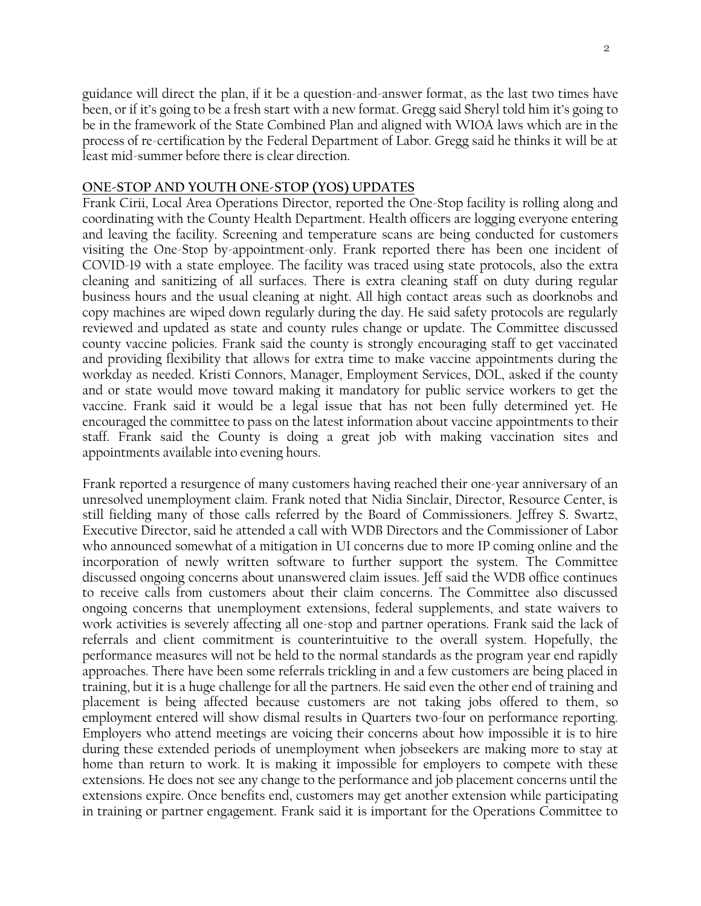guidance will direct the plan, if it be a question-and-answer format, as the last two times have been, or if it's going to be a fresh start with a new format. Gregg said Sheryl told him it's going to be in the framework of the State Combined Plan and aligned with WIOA laws which are in the process of re-certification by the Federal Department of Labor. Gregg said he thinks it will be at least mid-summer before there is clear direction.

## ONE-STOP AND YOUTH ONE-STOP (YOS) UPDATES

Frank Cirii, Local Area Operations Director, reported the One-Stop facility is rolling along and coordinating with the County Health Department. Health officers are logging everyone entering and leaving the facility. Screening and temperature scans are being conducted for customers visiting the One-Stop by-appointment-only. Frank reported there has been one incident of COVID-19 with a state employee. The facility was traced using state protocols, also the extra cleaning and sanitizing of all surfaces. There is extra cleaning staff on duty during regular business hours and the usual cleaning at night. All high contact areas such as doorknobs and copy machines are wiped down regularly during the day. He said safety protocols are regularly reviewed and updated as state and county rules change or update. The Committee discussed county vaccine policies. Frank said the county is strongly encouraging staff to get vaccinated and providing flexibility that allows for extra time to make vaccine appointments during the workday as needed. Kristi Connors, Manager, Employment Services, DOL, asked if the county and or state would move toward making it mandatory for public service workers to get the vaccine. Frank said it would be a legal issue that has not been fully determined yet. He encouraged the committee to pass on the latest information about vaccine appointments to their staff. Frank said the County is doing a great job with making vaccination sites and appointments available into evening hours.

Frank reported a resurgence of many customers having reached their one-year anniversary of an unresolved unemployment claim. Frank noted that Nidia Sinclair, Director, Resource Center, is still fielding many of those calls referred by the Board of Commissioners. Jeffrey S. Swartz, Executive Director, said he attended a call with WDB Directors and the Commissioner of Labor who announced somewhat of a mitigation in UI concerns due to more IP coming online and the incorporation of newly written software to further support the system. The Committee discussed ongoing concerns about unanswered claim issues. Jeff said the WDB office continues to receive calls from customers about their claim concerns. The Committee also discussed ongoing concerns that unemployment extensions, federal supplements, and state waivers to work activities is severely affecting all one-stop and partner operations. Frank said the lack of referrals and client commitment is counterintuitive to the overall system. Hopefully, the performance measures will not be held to the normal standards as the program year end rapidly approaches. There have been some referrals trickling in and a few customers are being placed in training, but it is a huge challenge for all the partners. He said even the other end of training and placement is being affected because customers are not taking jobs offered to them, so employment entered will show dismal results in Quarters two-four on performance reporting. Employers who attend meetings are voicing their concerns about how impossible it is to hire during these extended periods of unemployment when jobseekers are making more to stay at home than return to work. It is making it impossible for employers to compete with these extensions. He does not see any change to the performance and job placement concerns until the extensions expire. Once benefits end, customers may get another extension while participating in training or partner engagement. Frank said it is important for the Operations Committee to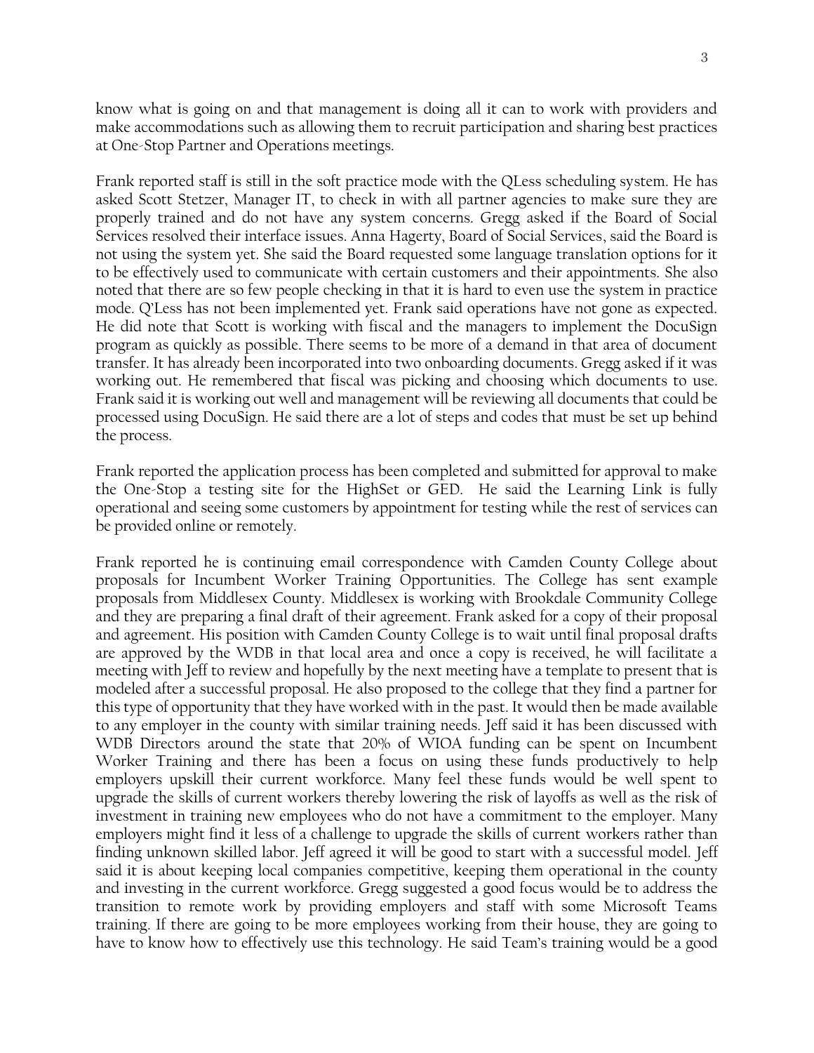know what is going on and that management is doing all it can to work with providers and make accommodations such as allowing them to recruit participation and sharing best practices at One-Stop Partner and Operations meetings.

Frank reported staff is still in the soft practice mode with the QLess scheduling system. He has asked Scott Stetzer, Manager IT, to check in with all partner agencies to make sure they are properly trained and do not have any system concerns. Gregg asked if the Board of Social Services resolved their interface issues. Anna Hagerty, Board of Social Services, said the Board is not using the system yet. She said the Board requested some language translation options for it to be effectively used to communicate with certain customers and their appointments. She also noted that there are so few people checking in that it is hard to even use the system in practice mode. Q'Less has not been implemented yet. Frank said operations have not gone as expected. He did note that Scott is working with fiscal and the managers to implement the DocuSign program as quickly as possible. There seems to be more of a demand in that area of document transfer. It has already been incorporated into two onboarding documents. Gregg asked if it was working out. He remembered that fiscal was picking and choosing which documents to use. Frank said it is working out well and management will be reviewing all documents that could be processed using DocuSign. He said there are a lot of steps and codes that must be set up behind the process.

Frank reported the application process has been completed and submitted for approval to make the One-Stop a testing site for the HighSet or GED. He said the Learning Link is fully operational and seeing some customers by appointment for testing while the rest of services can be provided online or remotely.

Frank reported he is continuing email correspondence with Camden County College about proposals for Incumbent Worker Training Opportunities. The College has sent example proposals from Middlesex County. Middlesex is working with Brookdale Community College and they are preparing a final draft of their agreement. Frank asked for a copy of their proposal and agreement. His position with Camden County College is to wait until final proposal drafts are approved by the WDB in that local area and once a copy is received, he will facilitate a meeting with Jeff to review and hopefully by the next meeting have a template to present that is modeled after a successful proposal. He also proposed to the college that they find a partner for this type of opportunity that they have worked with in the past. It would then be made available to any employer in the county with similar training needs. Jeff said it has been discussed with WDB Directors around the state that 20% of WIOA funding can be spent on Incumbent Worker Training and there has been a focus on using these funds productively to help employers upskill their current workforce. Many feel these funds would be well spent to upgrade the skills of current workers thereby lowering the risk of layoffs as well as the risk of investment in training new employees who do not have a commitment to the employer. Many employers might find it less of a challenge to upgrade the skills of current workers rather than finding unknown skilled labor. Jeff agreed it will be good to start with a successful model. Jeff said it is about keeping local companies competitive, keeping them operational in the county and investing in the current workforce. Gregg suggested a good focus would be to address the transition to remote work by providing employers and staff with some Microsoft Teams training. If there are going to be more employees working from their house, they are going to have to know how to effectively use this technology. He said Team's training would be a good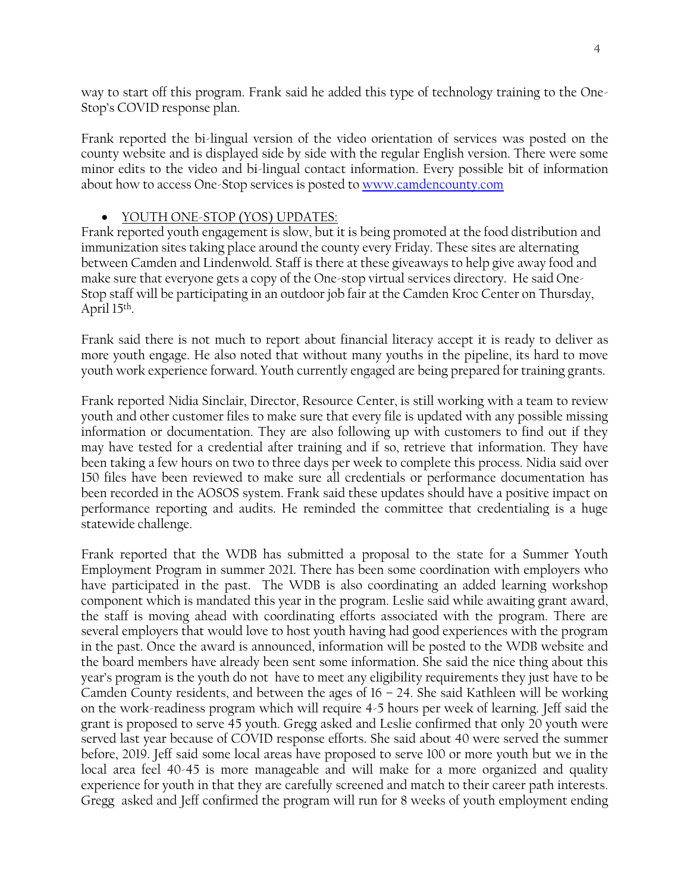way to start off this program. Frank said he added this type of technology training to the One-Stop's COVID response plan.

Frank reported the bi-lingual version of the video orientation of services was posted on the county website and is displayed side by side with the regular English version. There were some minor edits to the video and bi-lingual contact information. Every possible bit of information about how to access One-Stop services is posted to [www.camdencounty.com](www.camdencounty.com)

- YOUTH ONE-STOP (YOS) UPDATES:

Frank reported youth engagement is slow, but it is being promoted at the food distribution and immunization sites taking place around the county every Friday. These sites are alternating between Camden and Lindenwold. Staff is there at these giveaways to help give away food and make sure that everyone gets a copy of the One-stop virtual services directory. He said One-Stop staff will be participating in an outdoor job fair at the Camden Kroc Center on Thursday, April 15th.

Frank said there is not much to report about financial literacy accept it is ready to deliver as more youth engage. He also noted that without many youths in the pipeline, its hard to move youth work experience forward. Youth currently engaged are being prepared for training grants.

Frank reported Nidia Sinclair, Director, Resource Center, is still working with a team to review youth and other customer files to make sure that every file is updated with any possible missing information or documentation. They are also following up with customers to find out if they may have tested for a credential after training and if so, retrieve that information. They have been taking a few hours on two to three days per week to complete this process. Nidia said over 150 files have been reviewed to make sure all credentials or performance documentation has been recorded in the AOSOS system. Frank said these updates should have a positive impact on performance reporting and audits. He reminded the committee that credentialing is a huge statewide challenge.

Frank reported that the WDB has submitted a proposal to the state for a Summer Youth Employment Program in summer 2021. There has been some coordination with employers who have participated in the past. The WDB is also coordinating an added learning workshop component which is mandated this year in the program. Leslie said while awaiting grant award, the staff is moving ahead with coordinating efforts associated with the program. There are several employers that would love to host youth having had good experiences with the program in the past. Once the award is announced, information will be posted to the WDB website and the board members have already been sent some information. She said the nice thing about this year's program is the youth do not have to meet any eligibility requirements they just have to be Camden County residents, and between the ages of 16 – 24. She said Kathleen will be working on the work-readiness program which will require 4-5 hours per week of learning. Jeff said the grant is proposed to serve 45 youth. Gregg asked and Leslie confirmed that only 20 youth were served last year because of COVID response efforts. She said about 40 were served the summer before, 2019. Jeff said some local areas have proposed to serve 100 or more youth but we in the local area feel 40-45 is more manageable and will make for a more organized and quality experience for youth in that they are carefully screened and match to their career path interests. Gregg asked and Jeff confirmed the program will run for 8 weeks of youth employment ending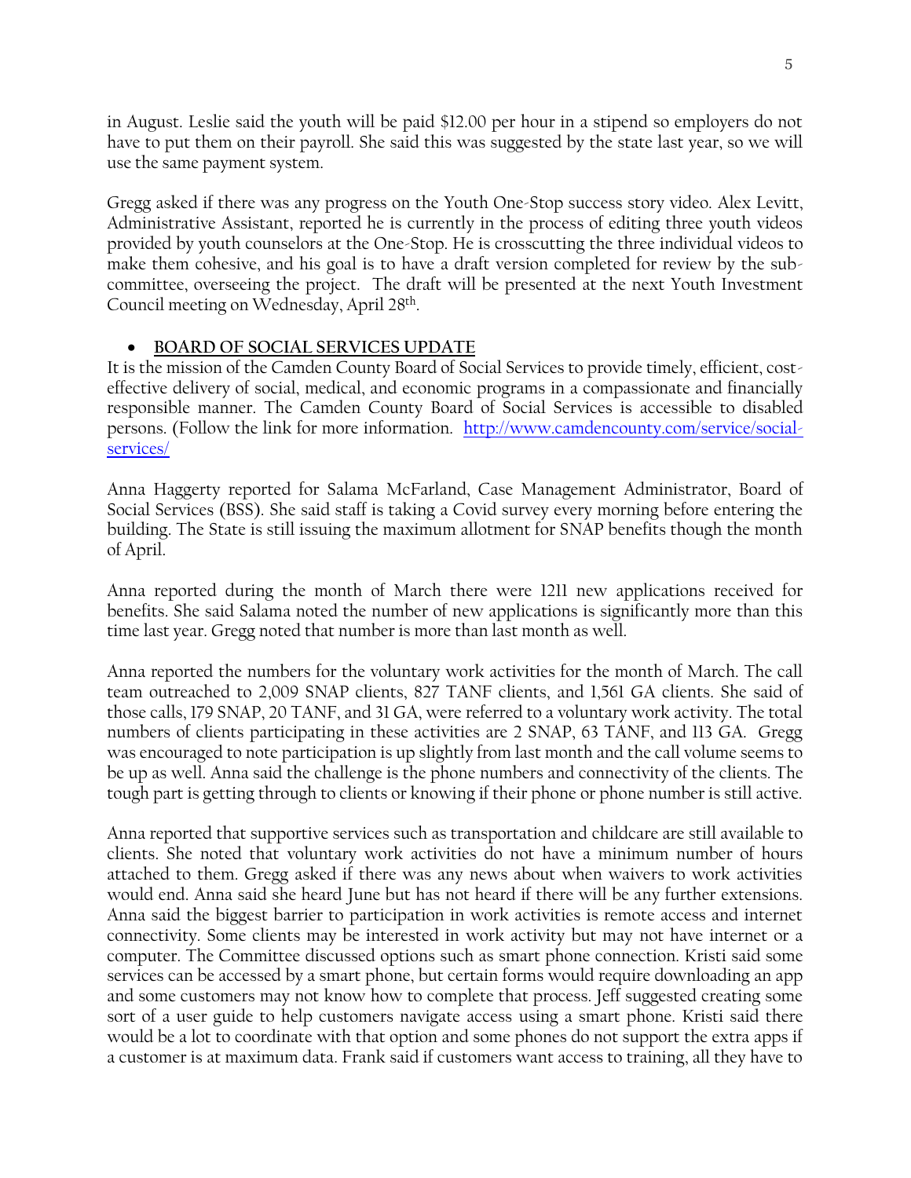in August. Leslie said the youth will be paid $12.00 per hour in a stipend so employers do not have to put them on their payroll. She said this was suggested by the state last year, so we will use the same payment system.

Gregg asked if there was any progress on the Youth One-Stop success story video. Alex Levitt, Administrative Assistant, reported he is currently in the process of editing three youth videos provided by youth counselors at the One-Stop. He is crosscutting the three individual videos to make them cohesive, and his goal is to have a draft version completed for review by the sub-committee, overseeing the project. The draft will be presented at the next Youth Investment Council meeting on Wednesday, April 28th.

- **BOARD OF SOCIAL SERVICES UPDATE**

It is the mission of the Camden County Board of Social Services to provide timely, efficient, cost-effective delivery of social, medical, and economic programs in a compassionate and financially responsible manner. The Camden County Board of Social Services is accessible to disabled persons. (Follow the link for more information. [http://www.camdencounty.com/service/social-services/](http://www.camdencounty.com/service/social-services/)

Anna Haggerty reported for Salama McFarland, Case Management Administrator, Board of Social Services (BSS). She said staff is taking a Covid survey every morning before entering the building. The State is still issuing the maximum allotment for SNAP benefits though the month of April.

Anna reported during the month of March there were 1211 new applications received for benefits. She said Salama noted the number of new applications is significantly more than this time last year. Gregg noted that number is more than last month as well.

Anna reported the numbers for the voluntary work activities for the month of March. The call team outreached to 2,009 SNAP clients, 827 TANF clients, and 1,561 GA clients. She said of those calls, 179 SNAP, 20 TANF, and 31 GA, were referred to a voluntary work activity. The total numbers of clients participating in these activities are 2 SNAP, 63 TANF, and 113 GA. Gregg was encouraged to note participation is up slightly from last month and the call volume seems to be up as well. Anna said the challenge is the phone numbers and connectivity of the clients. The tough part is getting through to clients or knowing if their phone or phone number is still active.

Anna reported that supportive services such as transportation and childcare are still available to clients. She noted that voluntary work activities do not have a minimum number of hours attached to them. Gregg asked if there was any news about when waivers to work activities would end. Anna said she heard June but has not heard if there will be any further extensions. Anna said the biggest barrier to participation in work activities is remote access and internet connectivity. Some clients may be interested in work activity but may not have internet or a computer. The Committee discussed options such as smart phone connection. Kristi said some services can be accessed by a smart phone, but certain forms would require downloading an app and some customers may not know how to complete that process. Jeff suggested creating some sort of a user guide to help customers navigate access using a smart phone. Kristi said there would be a lot to coordinate with that option and some phones do not support the extra apps if a customer is at maximum data. Frank said if customers want access to training, all they have to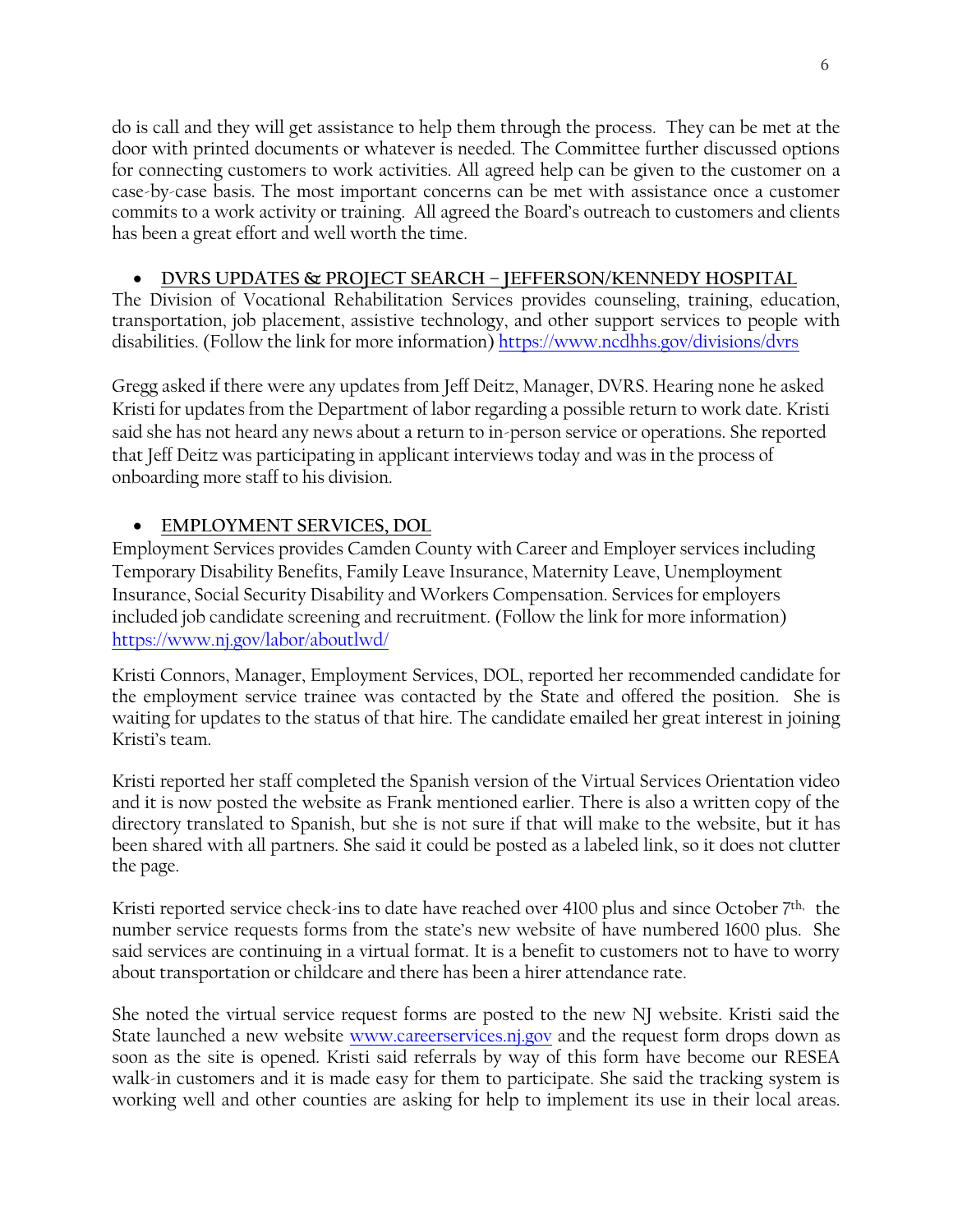do is call and they will get assistance to help them through the process. They can be met at the door with printed documents or whatever is needed. The Committee further discussed options for connecting customers to work activities. All agreed help can be given to the customer on a case-by-case basis. The most important concerns can be met with assistance once a customer commits to a work activity or training. All agreed the Board's outreach to customers and clients has been a great effort and well worth the time.

- **DVRS UPDATES & PROJECT SEARCH – JEFFERSON/KENNEDY HOSPITAL**

The Division of Vocational Rehabilitation Services provides counseling, training, education, transportation, job placement, assistive technology, and other support services to people with disabilities. (Follow the link for more information) https://www.ncdhhs.gov/divisions/dvrs

Gregg asked if there were any updates from Jeff Deitz, Manager, DVRS. Hearing none he asked Kristi for updates from the Department of labor regarding a possible return to work date. Kristi said she has not heard any news about a return to in-person service or operations. She reported that Jeff Deitz was participating in applicant interviews today and was in the process of onboarding more staff to his division.

- **EMPLOYMENT SERVICES, DOL**

Employment Services provides Camden County with Career and Employer services including Temporary Disability Benefits, Family Leave Insurance, Maternity Leave, Unemployment Insurance, Social Security Disability and Workers Compensation. Services for employers included job candidate screening and recruitment. (Follow the link for more information) https://www.nj.gov/labor/aboutlwd/

Kristi Connors, Manager, Employment Services, DOL, reported her recommended candidate for the employment service trainee was contacted by the State and offered the position. She is waiting for updates to the status of that hire. The candidate emailed her great interest in joining Kristi's team.

Kristi reported her staff completed the Spanish version of the Virtual Services Orientation video and it is now posted the website as Frank mentioned earlier. There is also a written copy of the directory translated to Spanish, but she is not sure if that will make to the website, but it has been shared with all partners. She said it could be posted as a labeled link, so it does not clutter the page.

Kristi reported service check-ins to date have reached over 4100 plus and since October 7th, the number service requests forms from the state's new website of have numbered 1600 plus. She said services are continuing in a virtual format. It is a benefit to customers not to have to worry about transportation or childcare and there has been a hirer attendance rate.

She noted the virtual service request forms are posted to the new NJ website. Kristi said the State launched a new website www.careerservices.nj.gov and the request form drops down as soon as the site is opened. Kristi said referrals by way of this form have become our RESEA walk-in customers and it is made easy for them to participate. She said the tracking system is working well and other counties are asking for help to implement its use in their local areas.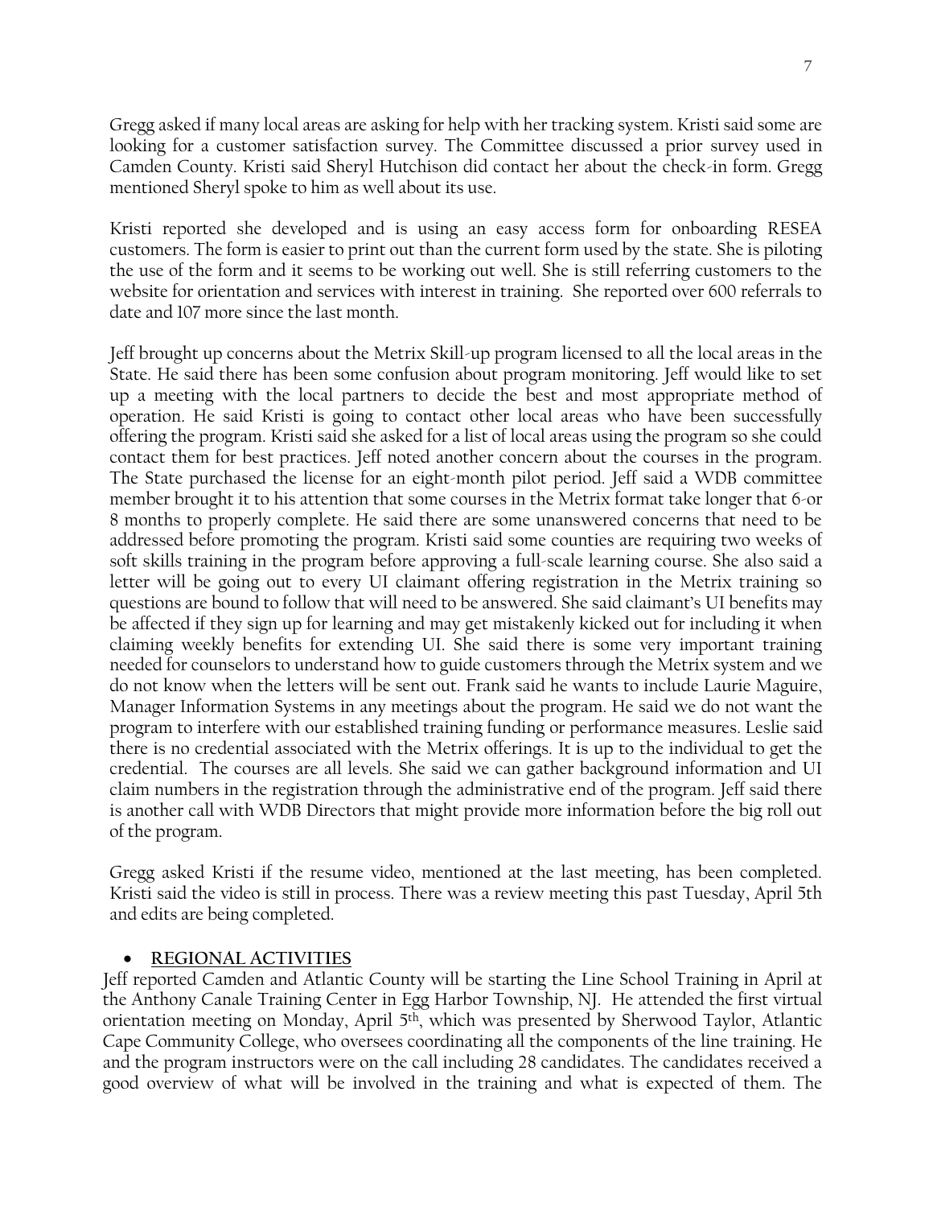Gregg asked if many local areas are asking for help with her tracking system. Kristi said some are looking for a customer satisfaction survey. The Committee discussed a prior survey used in Camden County. Kristi said Sheryl Hutchison did contact her about the check-in form. Gregg mentioned Sheryl spoke to him as well about its use.

Kristi reported she developed and is using an easy access form for onboarding RESEA customers. The form is easier to print out than the current form used by the state. She is piloting the use of the form and it seems to be working out well. She is still referring customers to the website for orientation and services with interest in training. She reported over 600 referrals to date and 107 more since the last month.

Jeff brought up concerns about the Metrix Skill-up program licensed to all the local areas in the State. He said there has been some confusion about program monitoring. Jeff would like to set up a meeting with the local partners to decide the best and most appropriate method of operation. He said Kristi is going to contact other local areas who have been successfully offering the program. Kristi said she asked for a list of local areas using the program so she could contact them for best practices. Jeff noted another concern about the courses in the program. The State purchased the license for an eight-month pilot period. Jeff said a WDB committee member brought it to his attention that some courses in the Metrix format take longer that 6-or 8 months to properly complete. He said there are some unanswered concerns that need to be addressed before promoting the program. Kristi said some counties are requiring two weeks of soft skills training in the program before approving a full-scale learning course. She also said a letter will be going out to every UI claimant offering registration in the Metrix training so questions are bound to follow that will need to be answered. She said claimant's UI benefits may be affected if they sign up for learning and may get mistakenly kicked out for including it when claiming weekly benefits for extending UI. She said there is some very important training needed for counselors to understand how to guide customers through the Metrix system and we do not know when the letters will be sent out. Frank said he wants to include Laurie Maguire, Manager Information Systems in any meetings about the program. He said we do not want the program to interfere with our established training funding or performance measures. Leslie said there is no credential associated with the Metrix offerings. It is up to the individual to get the credential. The courses are all levels. She said we can gather background information and UI claim numbers in the registration through the administrative end of the program. Jeff said there is another call with WDB Directors that might provide more information before the big roll out of the program.

Gregg asked Kristi if the resume video, mentioned at the last meeting, has been completed. Kristi said the video is still in process. There was a review meeting this past Tuesday, April 5th and edits are being completed.

- **REGIONAL ACTIVITIES**

Jeff reported Camden and Atlantic County will be starting the Line School Training in April at the Anthony Canale Training Center in Egg Harbor Township, NJ. He attended the first virtual orientation meeting on Monday, April 5th, which was presented by Sherwood Taylor, Atlantic Cape Community College, who oversees coordinating all the components of the line training. He and the program instructors were on the call including 28 candidates. The candidates received a good overview of what will be involved in the training and what is expected of them. The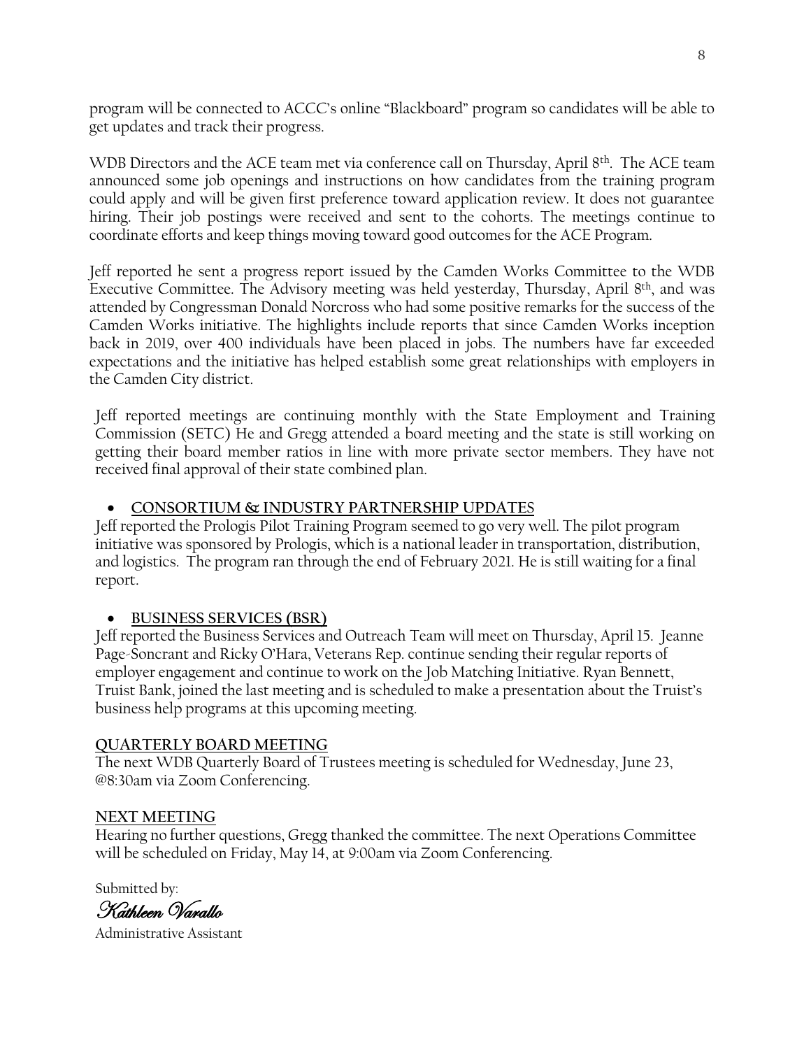program will be connected to ACCC's online "Blackboard" program so candidates will be able to get updates and track their progress.

WDB Directors and the ACE team met via conference call on Thursday, April 8th. The ACE team announced some job openings and instructions on how candidates from the training program could apply and will be given first preference toward application review. It does not guarantee hiring. Their job postings were received and sent to the cohorts. The meetings continue to coordinate efforts and keep things moving toward good outcomes for the ACE Program.

Jeff reported he sent a progress report issued by the Camden Works Committee to the WDB Executive Committee. The Advisory meeting was held yesterday, Thursday, April 8th, and was attended by Congressman Donald Norcross who had some positive remarks for the success of the Camden Works initiative. The highlights include reports that since Camden Works inception back in 2019, over 400 individuals have been placed in jobs. The numbers have far exceeded expectations and the initiative has helped establish some great relationships with employers in the Camden City district.

Jeff reported meetings are continuing monthly with the State Employment and Training Commission (SETC) He and Gregg attended a board meeting and the state is still working on getting their board member ratios in line with more private sector members. They have not received final approval of their state combined plan.

- **CONSORTIUM & INDUSTRY PARTNERSHIP UPDATES**

Jeff reported the Prologis Pilot Training Program seemed to go very well. The pilot program initiative was sponsored by Prologis, which is a national leader in transportation, distribution, and logistics. The program ran through the end of February 2021. He is still waiting for a final report.

- **BUSINESS SERVICES (BSR)**

Jeff reported the Business Services and Outreach Team will meet on Thursday, April 15. Jeanne Page-Soncrant and Ricky O'Hara, Veterans Rep. continue sending their regular reports of employer engagement and continue to work on the Job Matching Initiative. Ryan Bennett, Truist Bank, joined the last meeting and is scheduled to make a presentation about the Truist's business help programs at this upcoming meeting.

**QUARTERLY BOARD MEETING**

The next WDB Quarterly Board of Trustees meeting is scheduled for Wednesday, June 23, @8:30am via Zoom Conferencing.

**NEXT MEETING**

Hearing no further questions, Gregg thanked the committee. The next Operations Committee will be scheduled on Friday, May 14, at 9:00am via Zoom Conferencing.

Submitted by:

*Kathleen Varallo*

Administrative Assistant